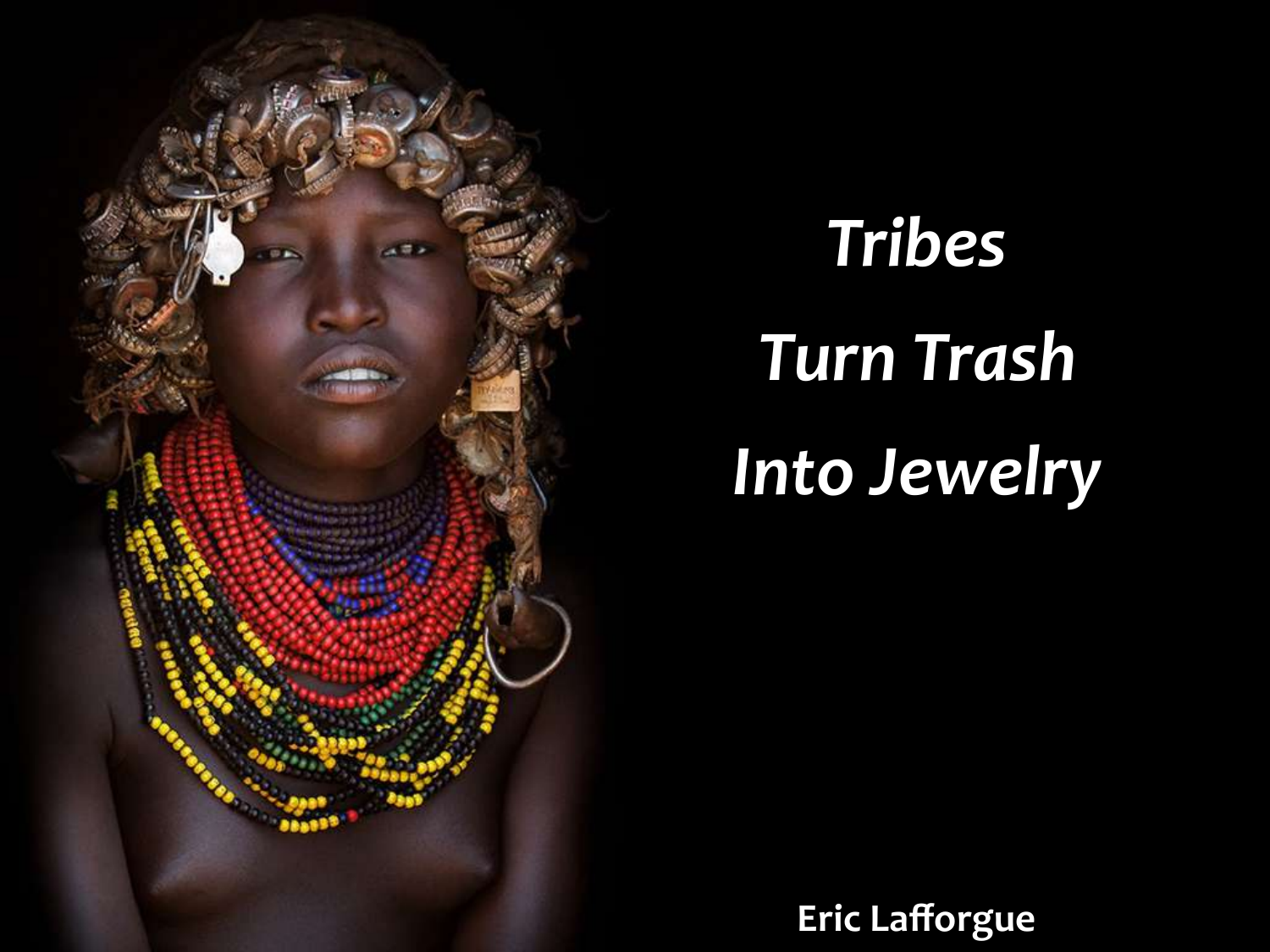# *Tribes Turn Trash Into Jewelry*

**Eric Lafforgue**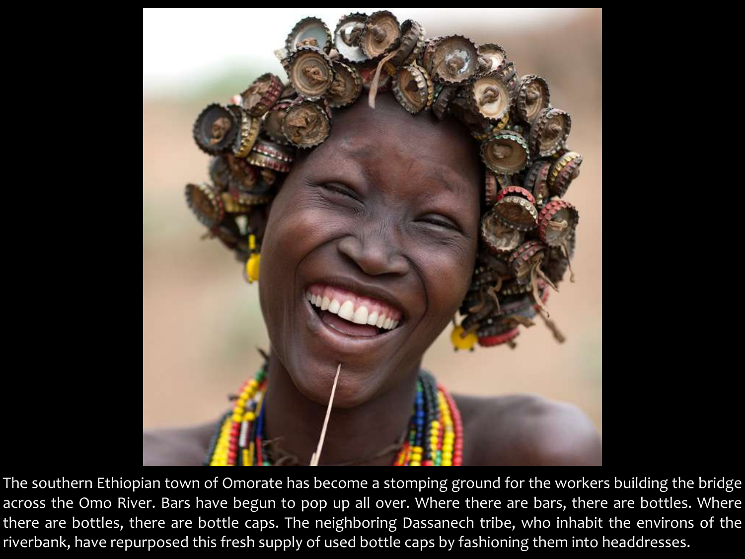The southern Ethiopian town of Omorate has become a stomping ground for the workers building the bridge across the Omo River. Bars have begun to pop up all over. Where there are bars, there are bottles. Where there are bottles, there are bottle caps. The neighboring Dassanech tribe, who inhabit the environs of the riverbank, have repurposed this fresh supply of used bottle caps by fashioning them into headdresses.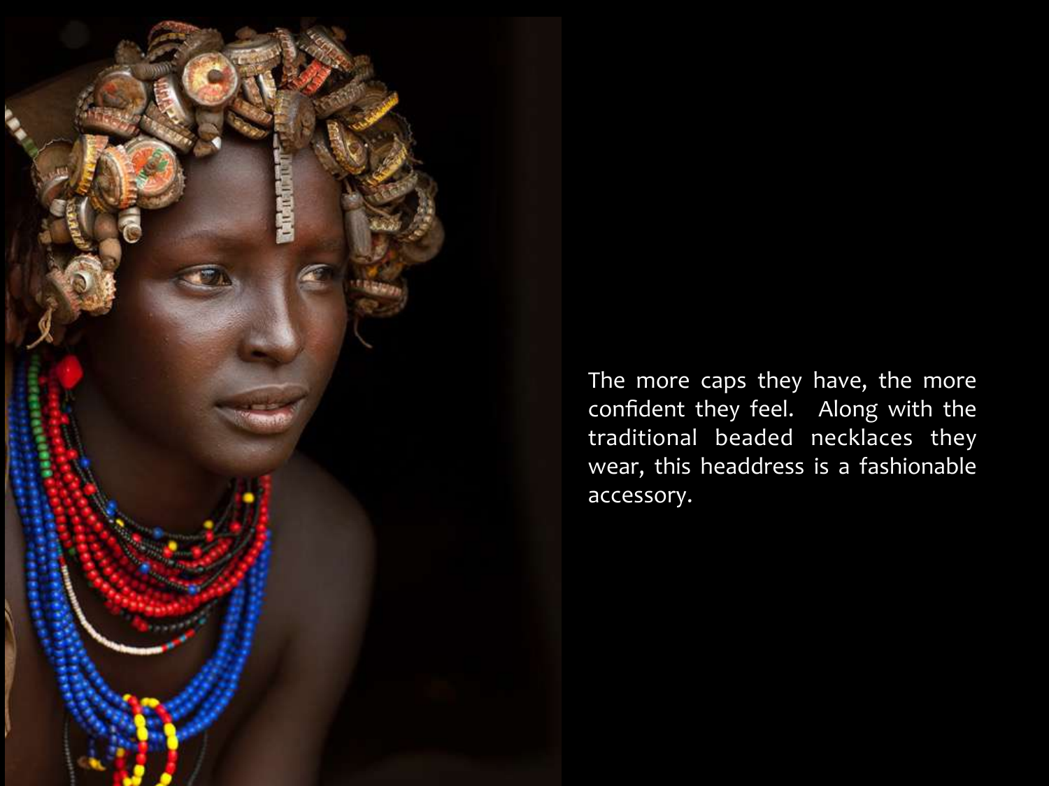The more caps they have, the more confident they feel. Along with the traditional beaded necklaces they wear, this headdress is a fashionable accessory.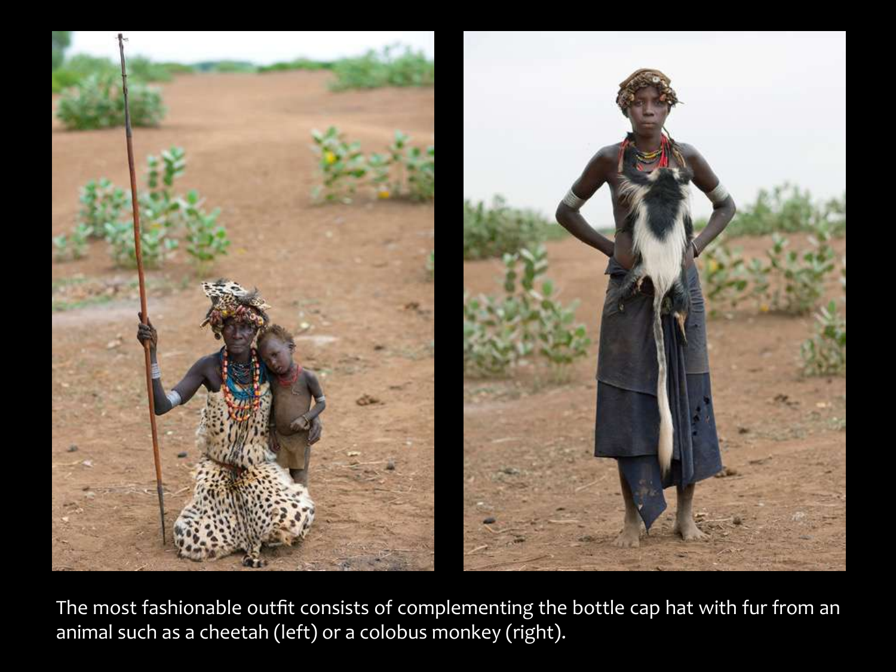The most fashionable outfit consists of complementing the bottle cap hat with fur from an animal such as a cheetah (left) or a colobus monkey (right).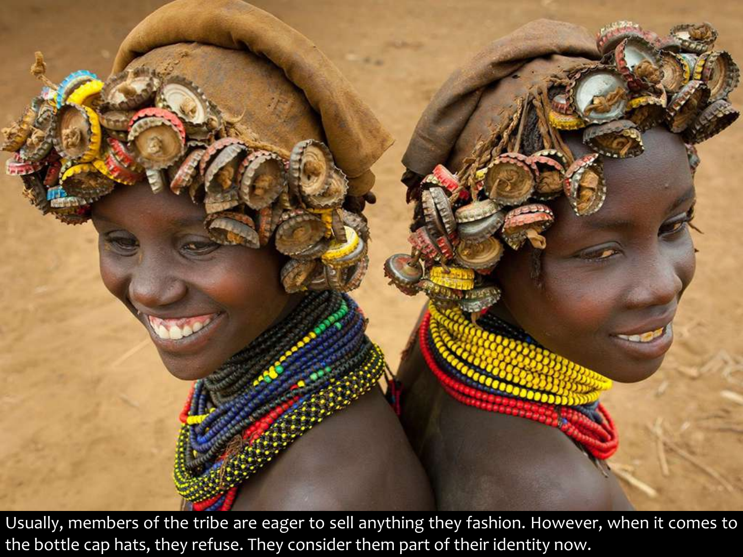Usually, members of the tribe are eager to sell anything they fashion. However, when it comes to the bottle cap hats, they refuse. They consider them part of their identity now.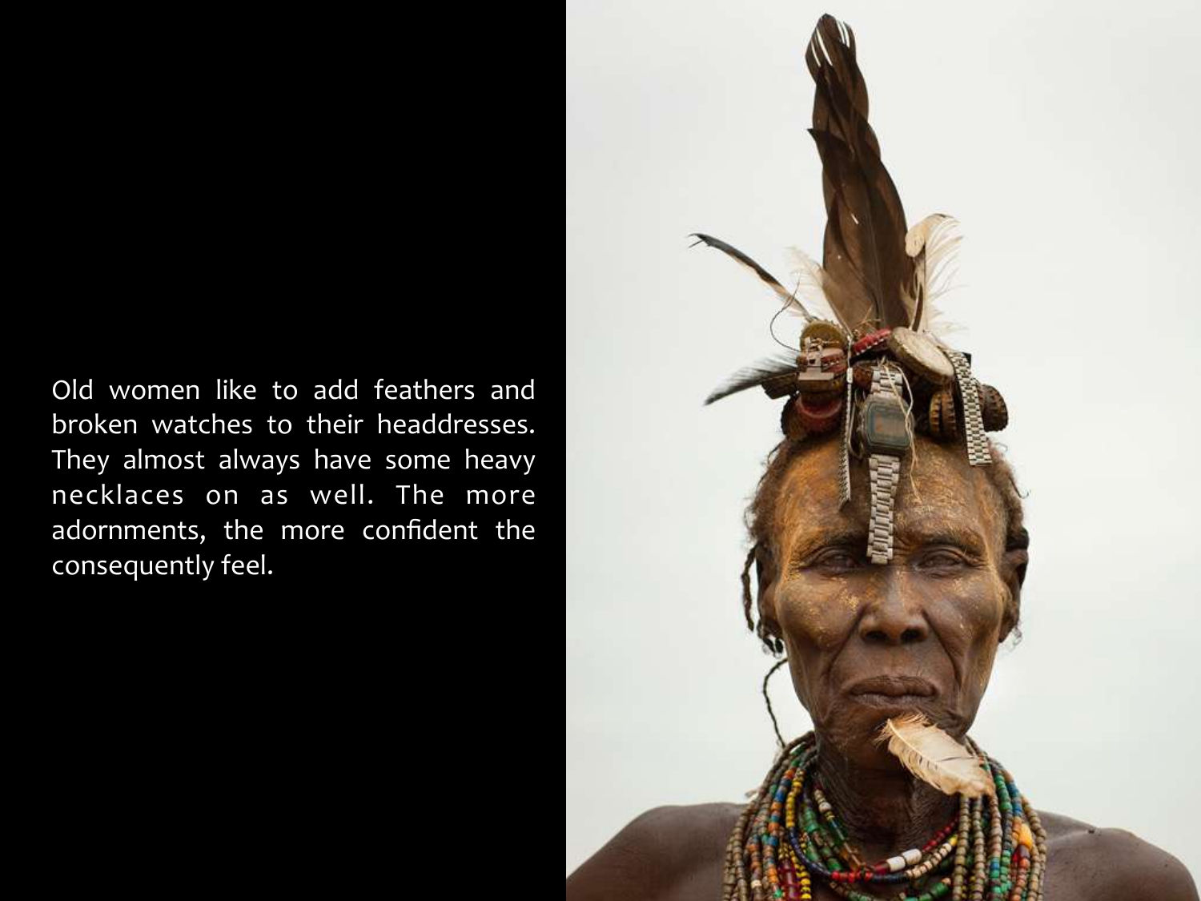Old women like to add feathers and broken watches to their headdresses. They almost always have some heavy necklaces on as well. The more adornments, the more confident the consequently feel.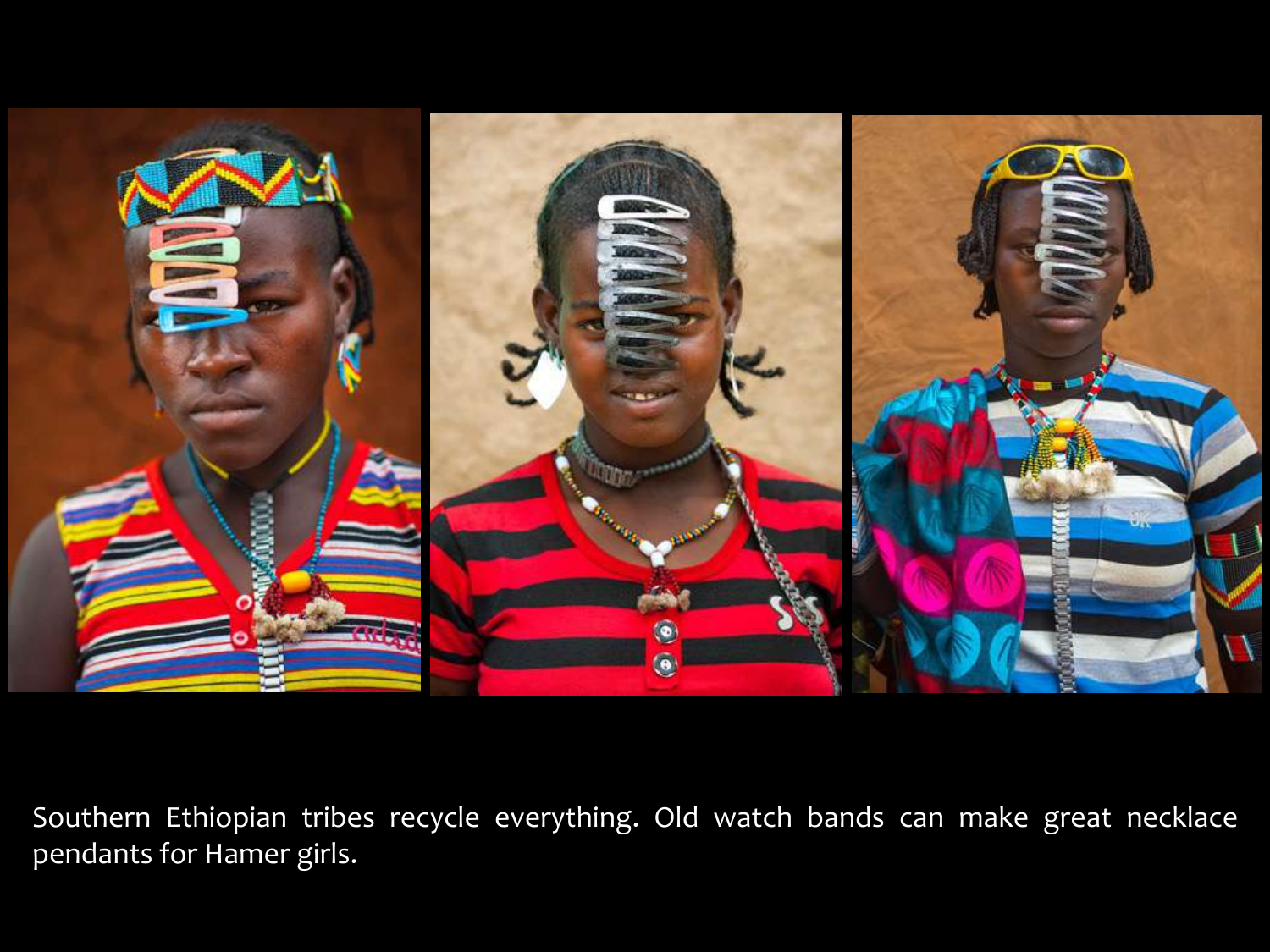Southern Ethiopian tribes recycle everything. Old watch bands can make great necklace pendants for Hamer girls.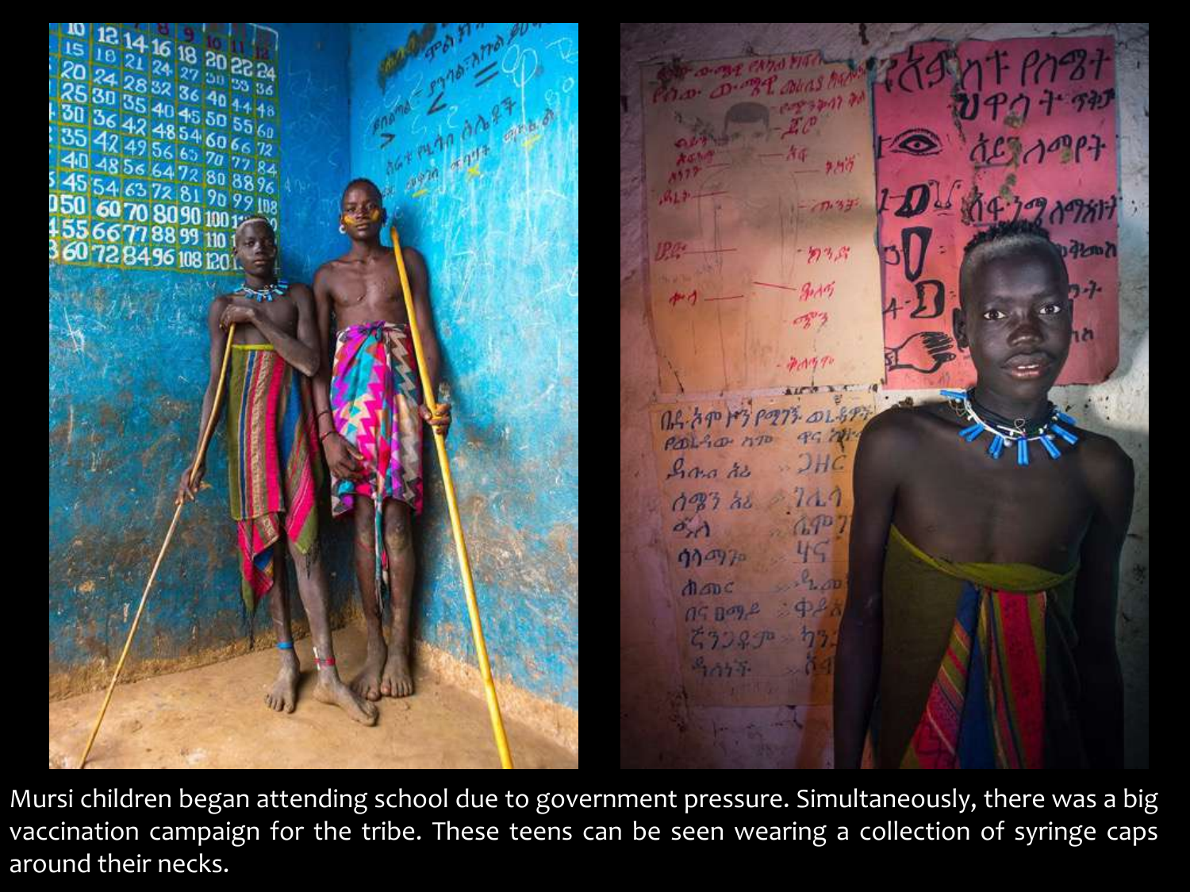Mursi children began attending school due to government pressure. Simultaneously, there was a big vaccination campaign for the tribe. These teens can be seen wearing a collection of syringe caps around their necks.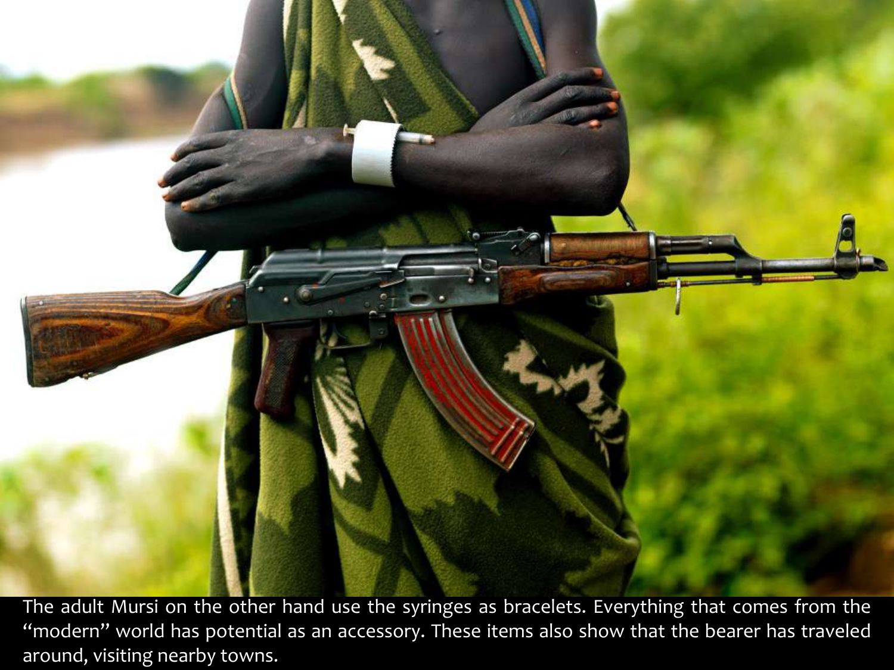The adult Mursi on the other hand use the syringes as bracelets. Everything that comes from the "modern" world has potential as an accessory. These items also show that the bearer has traveled around, visiting nearby towns.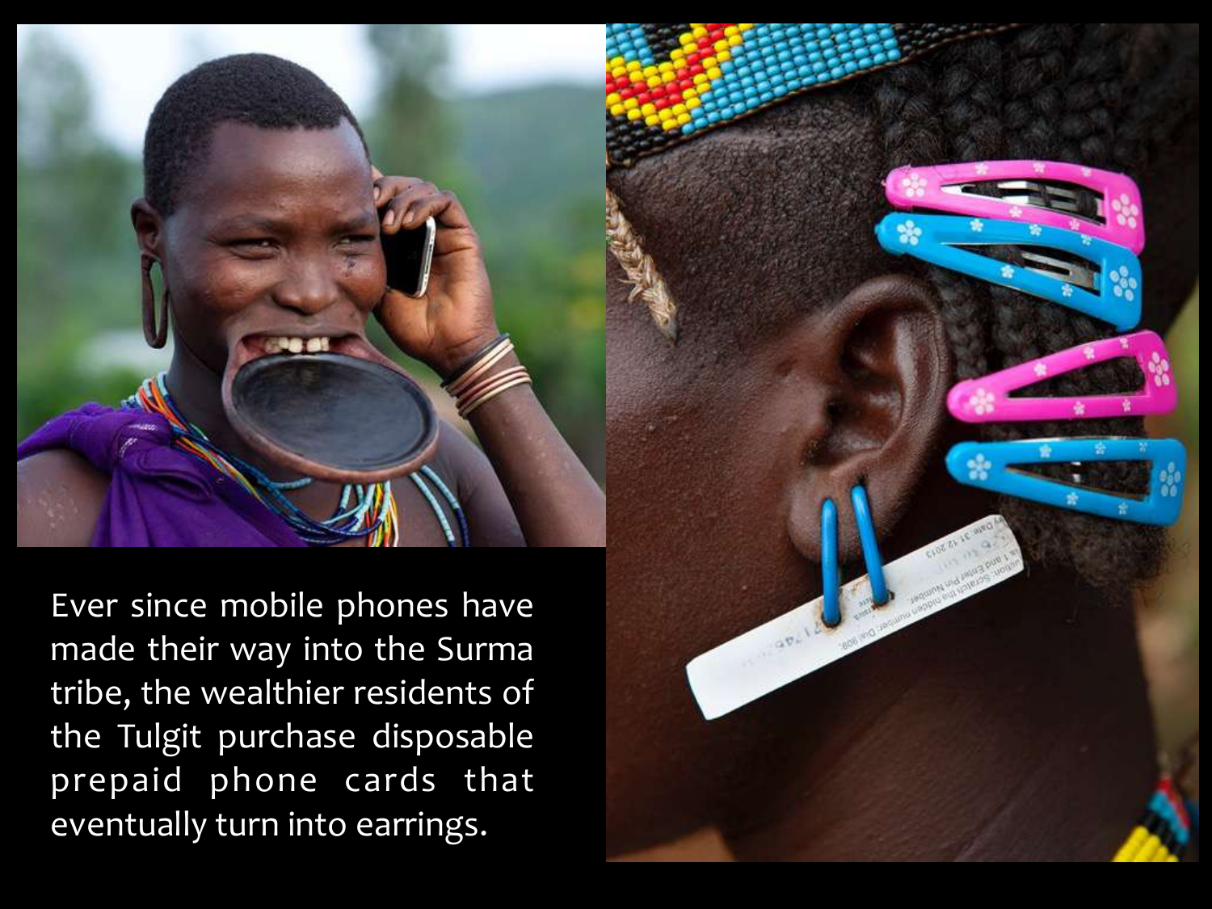Ever since mobile phones have made their way into the Surma tribe, the wealthier residents of the Tulgit purchase disposable prepaid phone cards that eventually turn into earrings.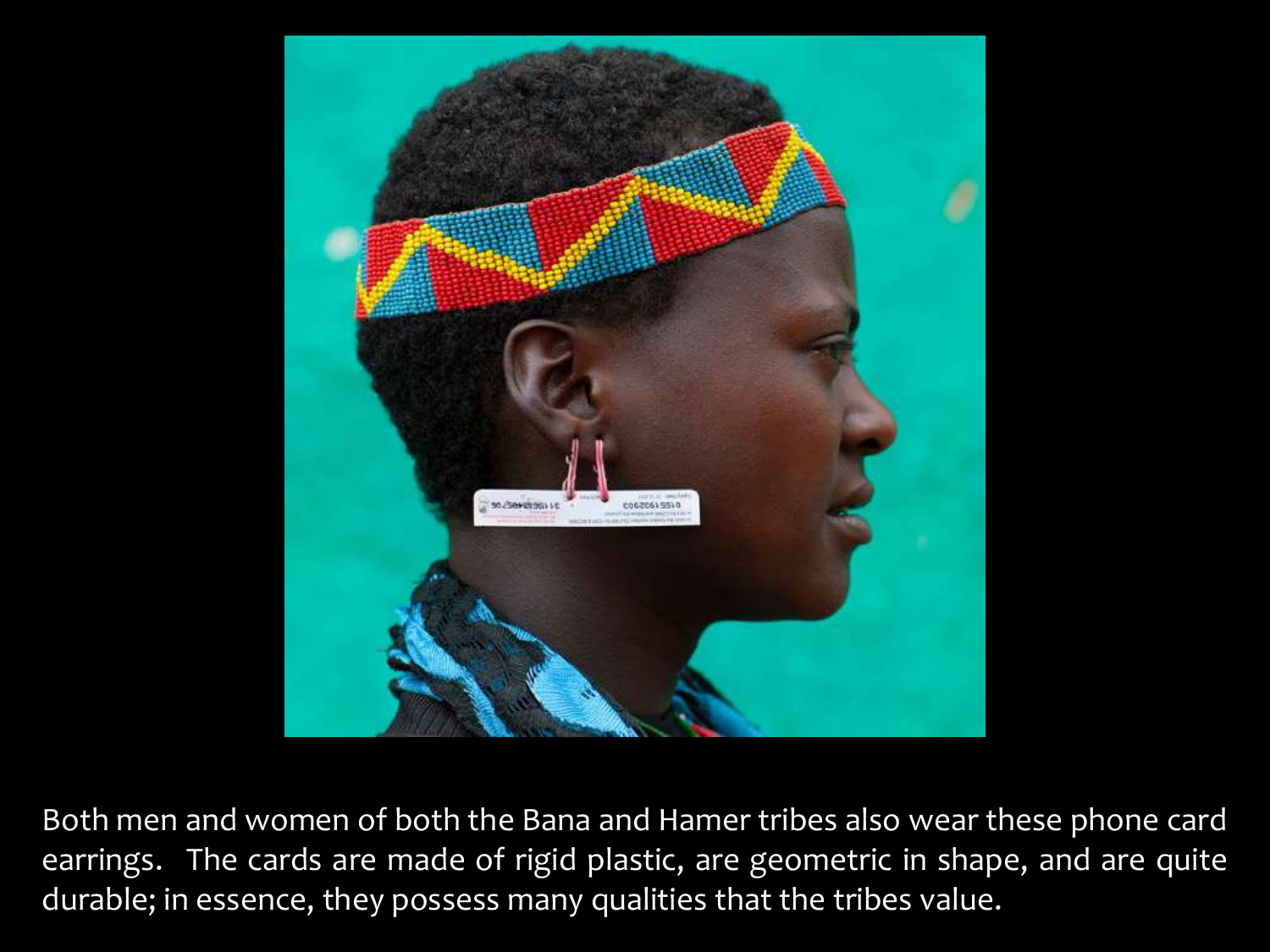Both men and women of both the Bana and Hamer tribes also wear these phone card earrings. The cards are made of rigid plastic, are geometric in shape, and are quite durable; in essence, they possess many qualities that the tribes value.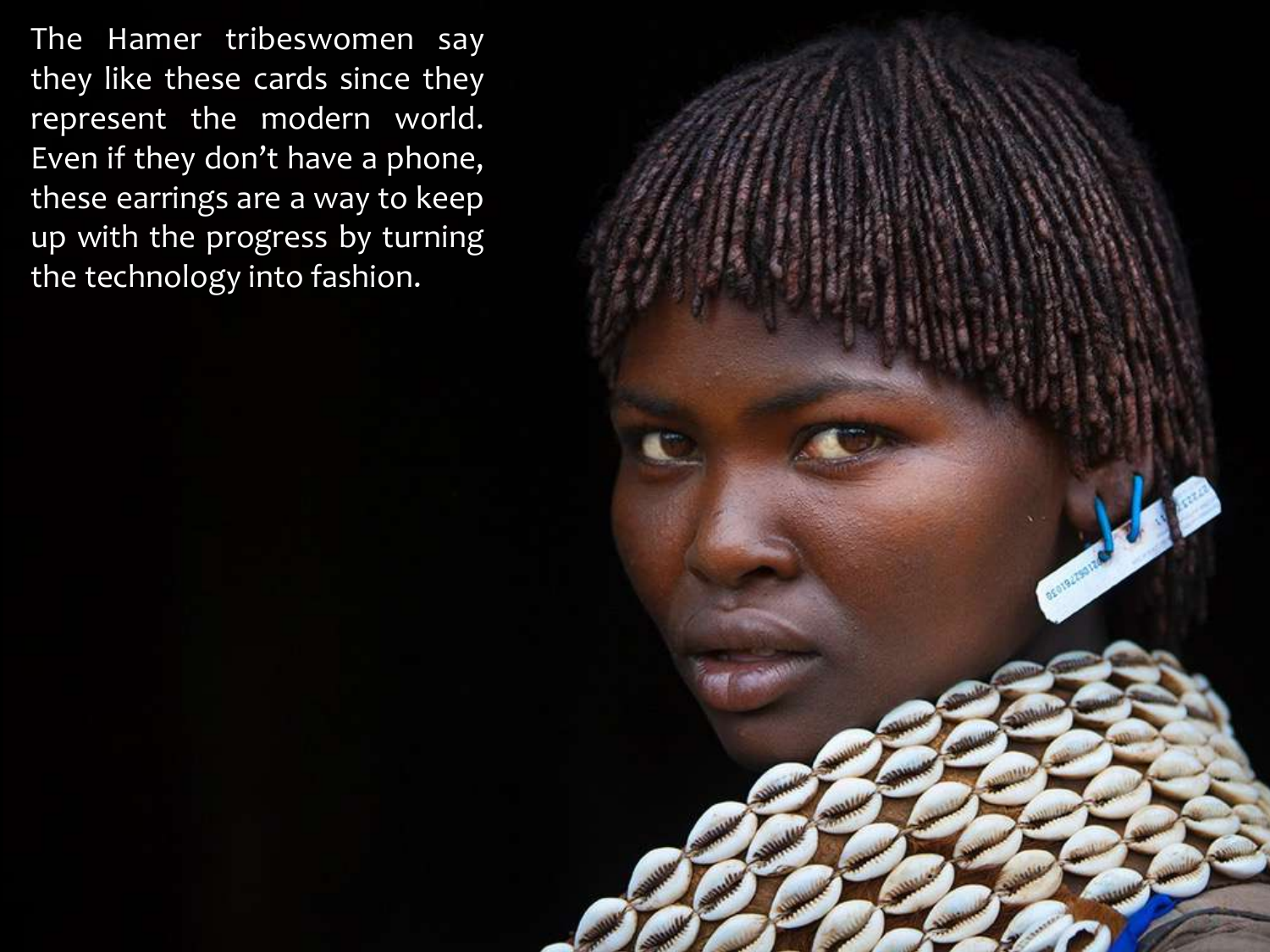The Hamer tribeswomen say they like these cards since they represent the modern world. Even if they don't have a phone, these earrings are a way to keep up with the progress by turning the technology into fashion.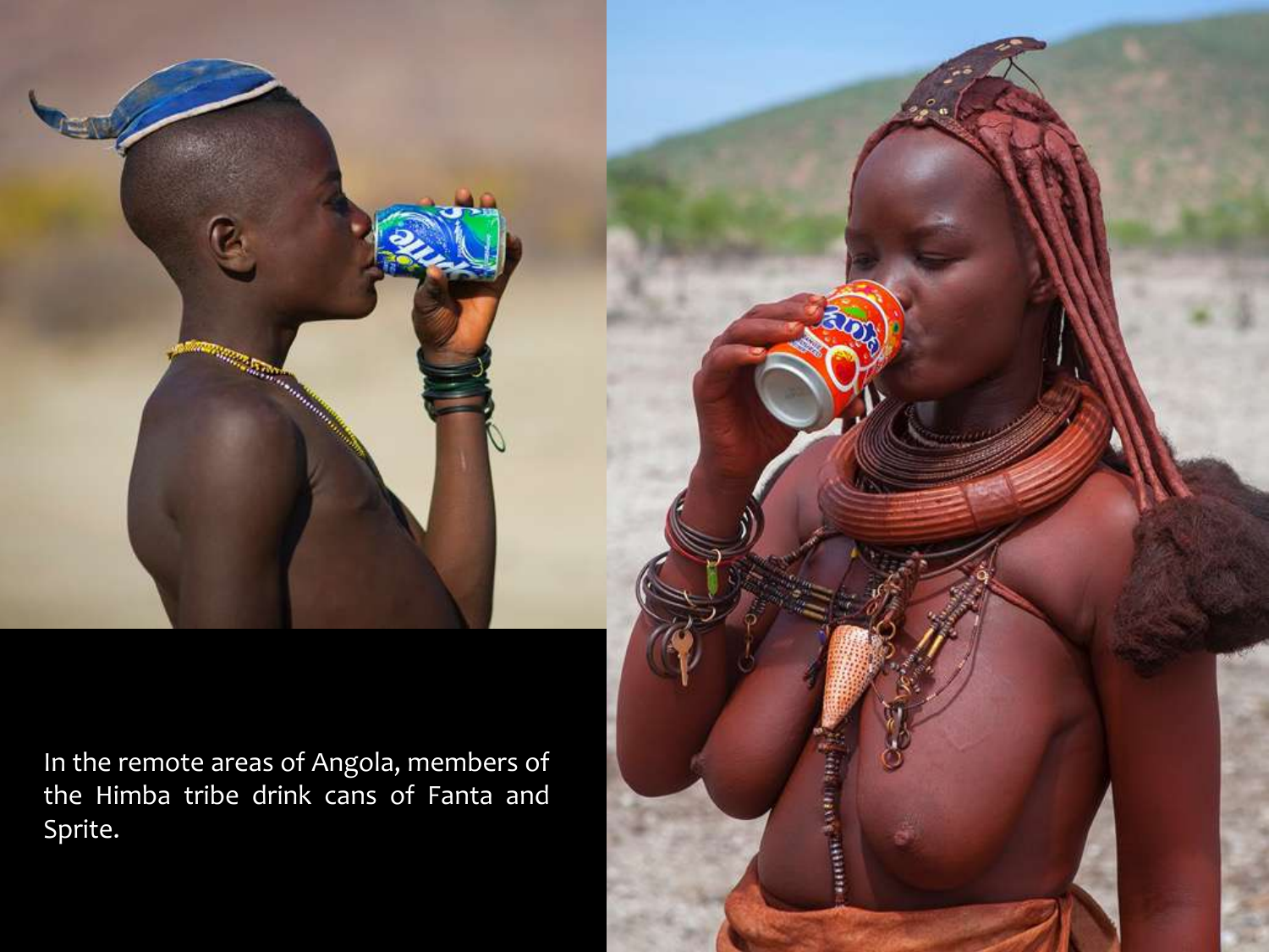In the remote areas of Angola, members of the Himba tribe drink cans of Fanta and Sprite.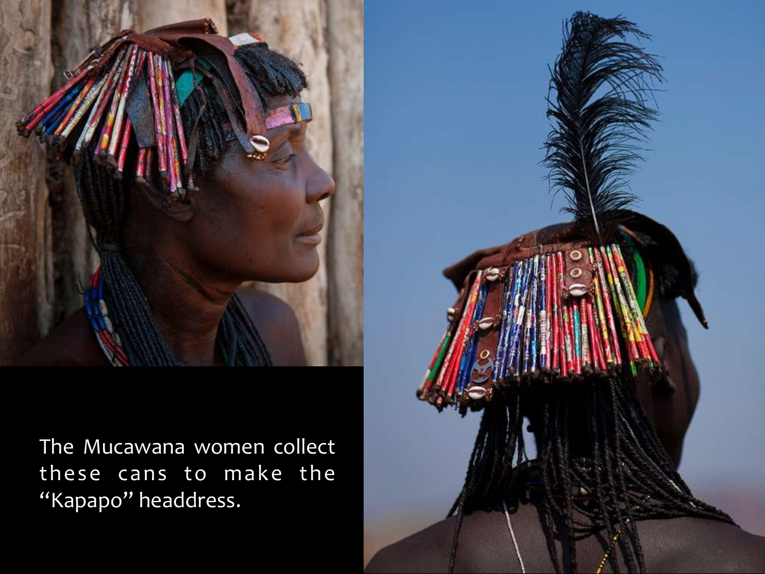The Mucawana women collect these cans to make the "Kapapo" headdress.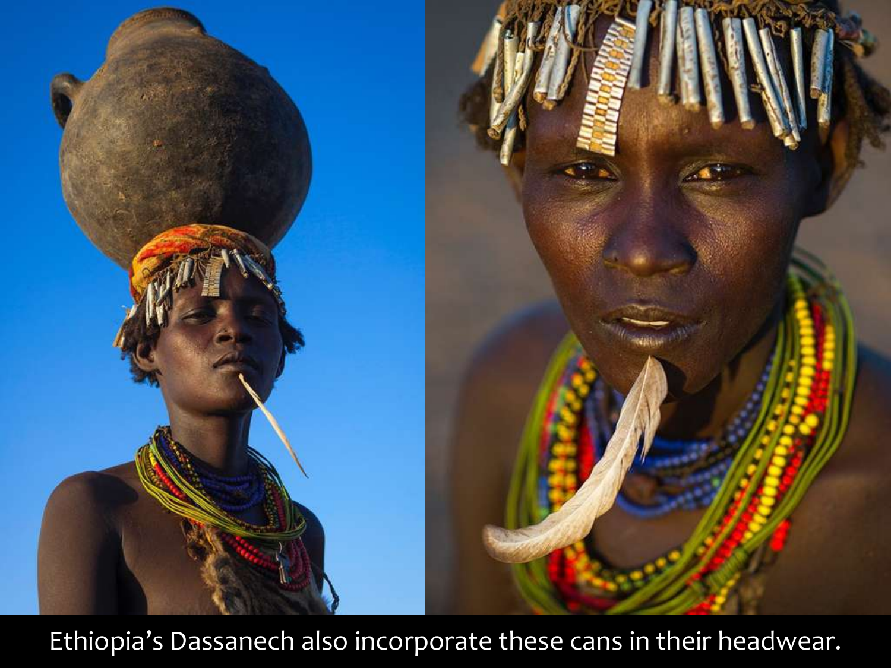Ethiopia's Dassanech also incorporate these cans in their headwear.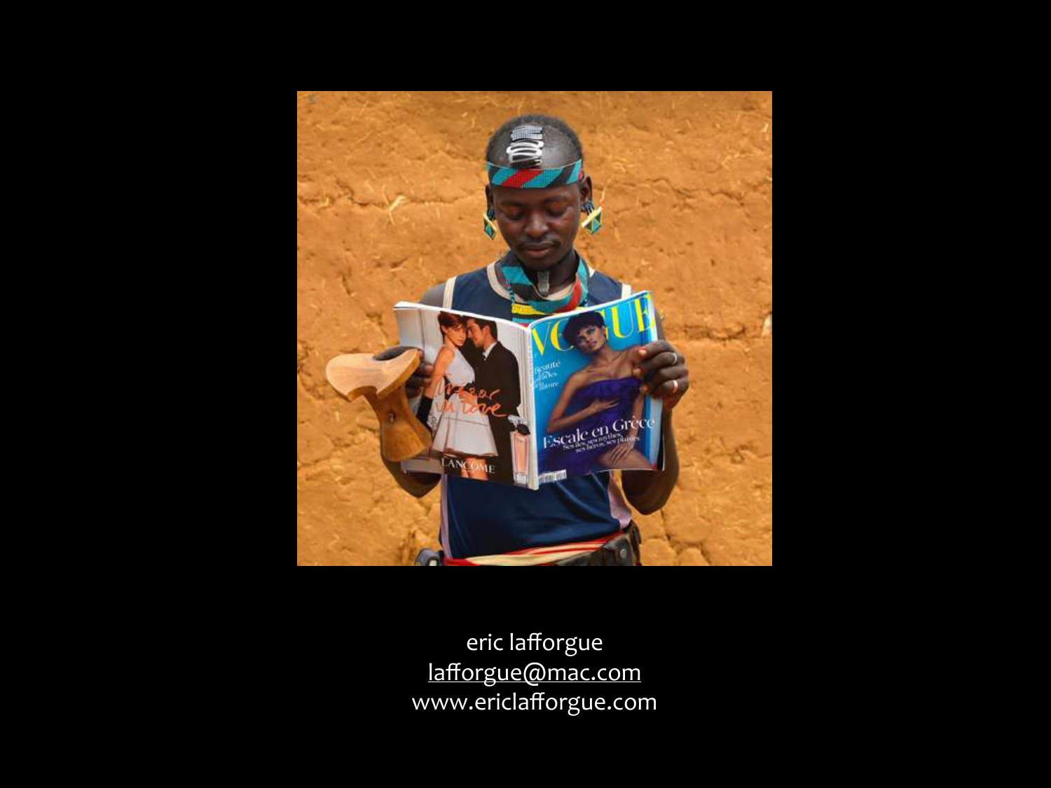eric lafforgue
lafforgue@mac.com
www.ericlafforgue.com